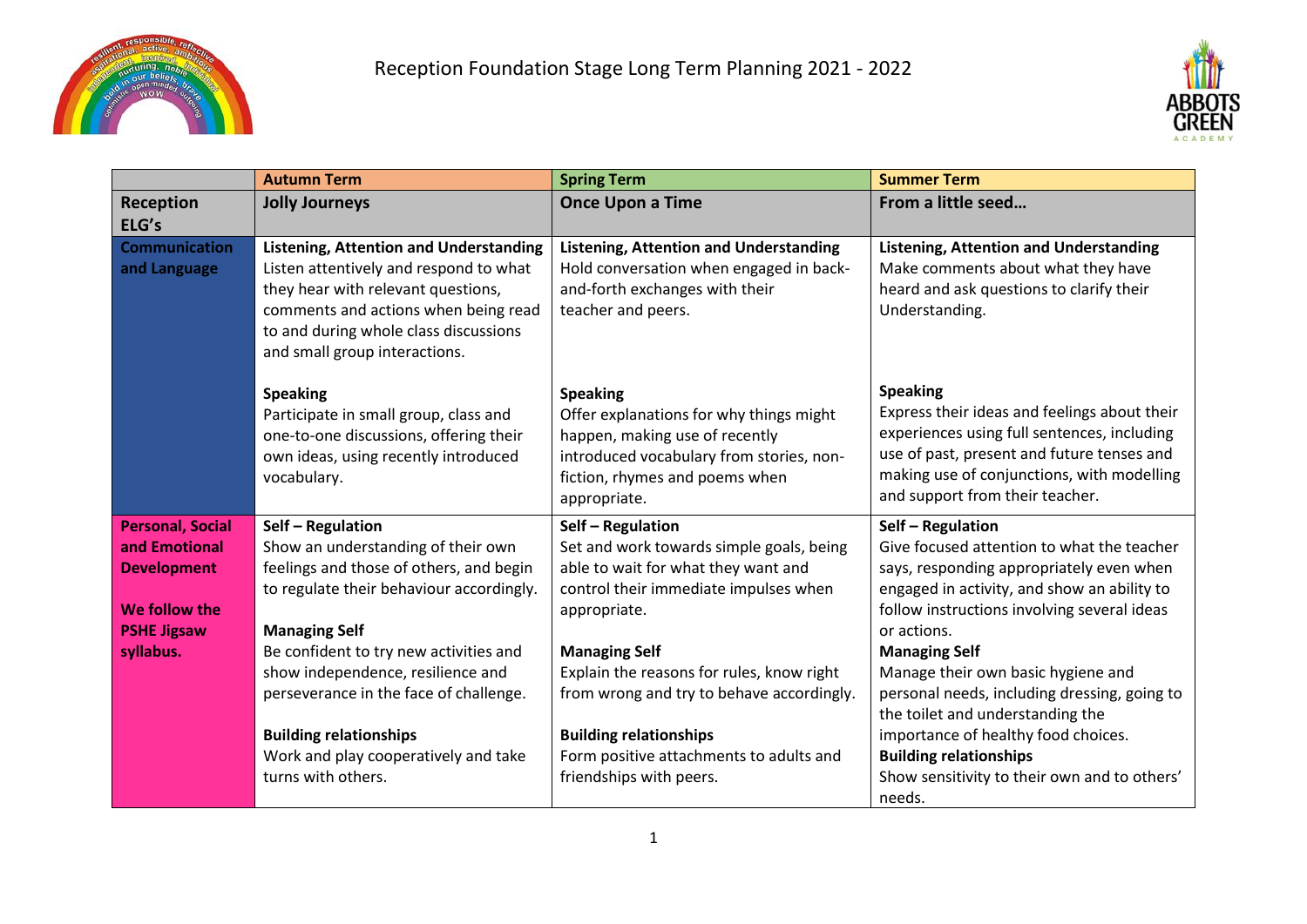# Reception Foundation Stage Long Term Planning 2021 - 2022

| | Autumn Term | Spring Term | Summer Term |
|---|---|---|---|
| **Reception ELG's** | **Jolly Journeys** | **Once Upon a Time** | **From a little seed…** |
| **Communication and Language** | **Listening, Attention and Understanding**<br>Listen attentively and respond to what they hear with relevant questions, comments and actions when being read to and during whole class discussions and small group interactions.<br><br>**Speaking**<br>Participate in small group, class and one-to-one discussions, offering their own ideas, using recently introduced vocabulary. | **Listening, Attention and Understanding**<br>Hold conversation when engaged in back-and-forth exchanges with their teacher and peers.<br><br>**Speaking**<br>Offer explanations for why things might happen, making use of recently introduced vocabulary from stories, non-fiction, rhymes and poems when appropriate. | **Listening, Attention and Understanding**<br>Make comments about what they have heard and ask questions to clarify their Understanding.<br><br>**Speaking**<br>Express their ideas and feelings about their experiences using full sentences, including use of past, present and future tenses and making use of conjunctions, with modelling and support from their teacher. |
| **Personal, Social and Emotional Development**<br><br>**We follow the PSHE Jigsaw syllabus.** | **Self – Regulation**<br>Show an understanding of their own feelings and those of others, and begin to regulate their behaviour accordingly.<br><br>**Managing Self**<br>Be confident to try new activities and show independence, resilience and perseverance in the face of challenge.<br><br>**Building relationships**<br>Work and play cooperatively and take turns with others. | **Self – Regulation**<br>Set and work towards simple goals, being able to wait for what they want and control their immediate impulses when appropriate.<br><br>**Managing Self**<br>Explain the reasons for rules, know right from wrong and try to behave accordingly.<br><br>**Building relationships**<br>Form positive attachments to adults and friendships with peers. | **Self – Regulation**<br>Give focused attention to what the teacher says, responding appropriately even when engaged in activity, and show an ability to follow instructions involving several ideas or actions.<br>**Managing Self**<br>Manage their own basic hygiene and personal needs, including dressing, going to the toilet and understanding the importance of healthy food choices.<br>**Building relationships**<br>Show sensitivity to their own and to others' needs. |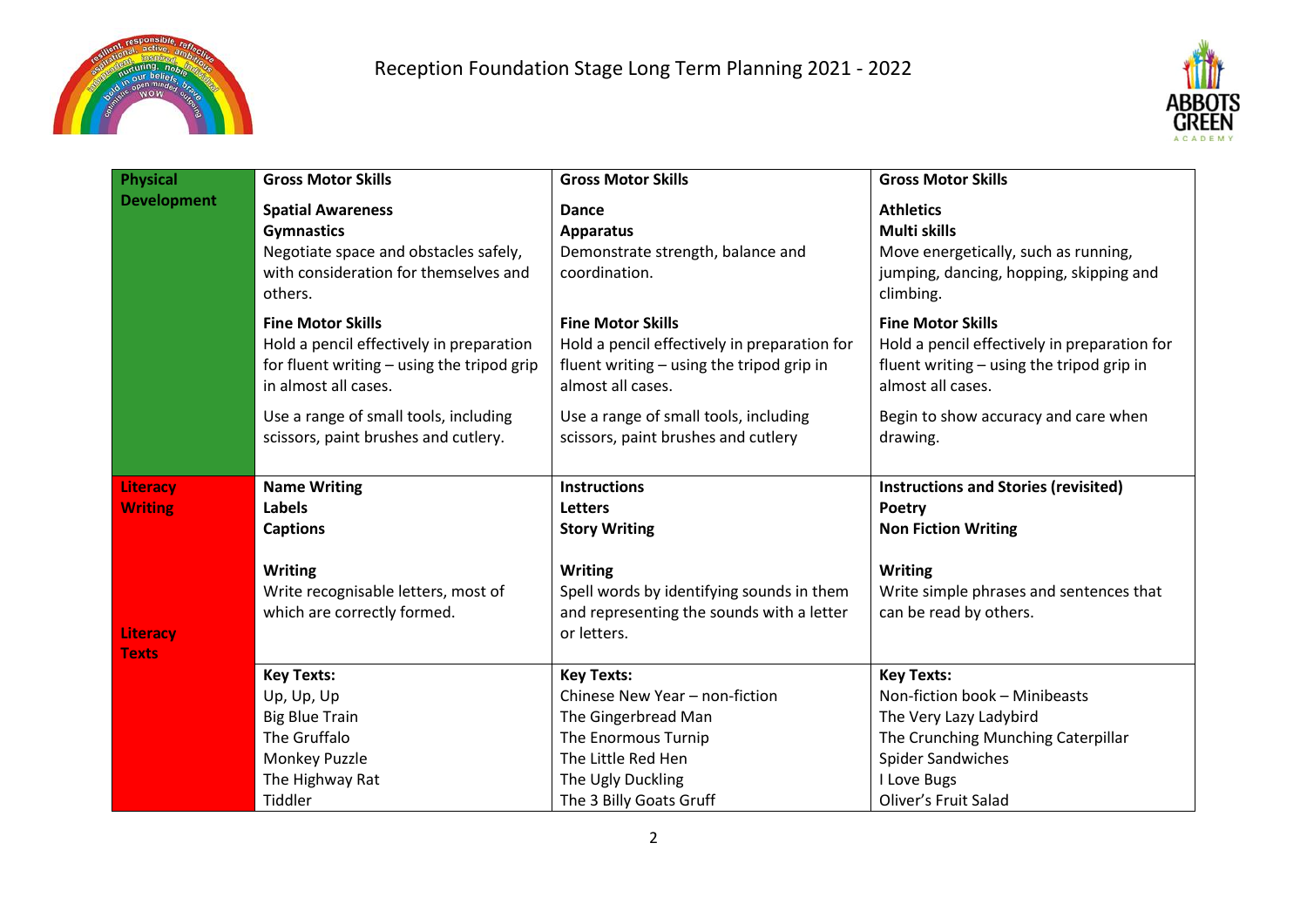# Reception Foundation Stage Long Term Planning 2021 - 2022

| | | | |
|---|---|---|---|
| **Physical Development** | **Gross Motor Skills**<br>**Spatial Awareness**<br>**Gymnastics**<br>Negotiate space and obstacles safely, with consideration for themselves and others.<br>**Fine Motor Skills**<br>Hold a pencil effectively in preparation for fluent writing – using the tripod grip in almost all cases.<br>Use a range of small tools, including scissors, paint brushes and cutlery. | **Gross Motor Skills**<br>**Dance**<br>**Apparatus**<br>Demonstrate strength, balance and coordination.<br>**Fine Motor Skills**<br>Hold a pencil effectively in preparation for fluent writing – using the tripod grip in almost all cases.<br>Use a range of small tools, including scissors, paint brushes and cutlery | **Gross Motor Skills**<br>**Athletics**<br>**Multi skills**<br>Move energetically, such as running, jumping, dancing, hopping, skipping and climbing.<br>**Fine Motor Skills**<br>Hold a pencil effectively in preparation for fluent writing – using the tripod grip in almost all cases.<br>Begin to show accuracy and care when drawing. |
| **Literacy Writing** | **Name Writing**<br>**Labels**<br>**Captions**<br>**Writing**<br>Write recognisable letters, most of which are correctly formed. | **Instructions**<br>**Letters**<br>**Story Writing**<br>**Writing**<br>Spell words by identifying sounds in them and representing the sounds with a letter or letters. | **Instructions and Stories (revisited)**<br>**Poetry**<br>**Non Fiction Writing**<br>**Writing**<br>Write simple phrases and sentences that can be read by others. |
| **Literacy Texts** | **Key Texts:**<br>Up, Up, Up<br>Big Blue Train<br>The Gruffalo<br>Monkey Puzzle<br>The Highway Rat<br>Tiddler | **Key Texts:**<br>Chinese New Year – non-fiction<br>The Gingerbread Man<br>The Enormous Turnip<br>The Little Red Hen<br>The Ugly Duckling<br>The 3 Billy Goats Gruff | **Key Texts:**<br>Non-fiction book – Minibeasts<br>The Very Lazy Ladybird<br>The Crunching Munching Caterpillar<br>Spider Sandwiches<br>I Love Bugs<br>Oliver's Fruit Salad |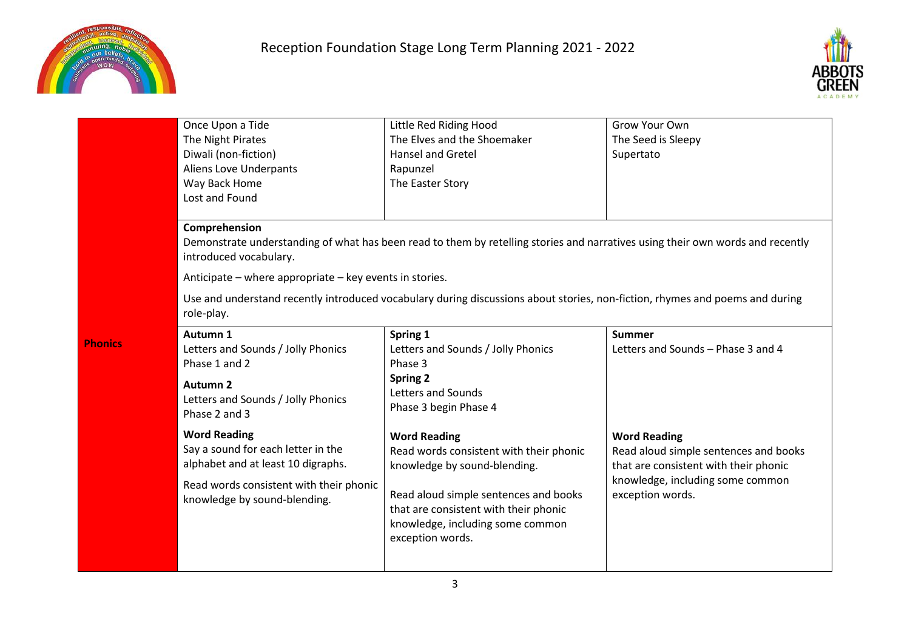# Reception Foundation Stage Long Term Planning 2021 - 2022

| | | | |
|---|---|---|---|
| | Once Upon a Tide<br>The Night Pirates<br>Diwali (non-fiction)<br>Aliens Love Underpants<br>Way Back Home<br>Lost and Found | Little Red Riding Hood<br>The Elves and the Shoemaker<br>Hansel and Gretel<br>Rapunzel<br>The Easter Story | Grow Your Own<br>The Seed is Sleepy<br>Supertato |
| | **Comprehension**<br>Demonstrate understanding of what has been read to them by retelling stories and narratives using their own words and recently introduced vocabulary.<br><br>Anticipate – where appropriate – key events in stories.<br><br>Use and understand recently introduced vocabulary during discussions about stories, non-fiction, rhymes and poems and during role-play. | | |
| **Phonics** | **Autumn 1**<br>Letters and Sounds / Jolly Phonics<br>Phase 1 and 2<br><br>**Autumn 2**<br>Letters and Sounds / Jolly Phonics<br>Phase 2 and 3<br><br>**Word Reading**<br>Say a sound for each letter in the alphabet and at least 10 digraphs.<br><br>Read words consistent with their phonic knowledge by sound-blending. | **Spring 1**<br>Letters and Sounds / Jolly Phonics<br>Phase 3<br>**Spring 2**<br>Letters and Sounds<br>Phase 3 begin Phase 4<br><br>**Word Reading**<br>Read words consistent with their phonic knowledge by sound-blending.<br><br>Read aloud simple sentences and books that are consistent with their phonic knowledge, including some common exception words. | **Summer**<br>Letters and Sounds – Phase 3 and 4<br><br>**Word Reading**<br>Read aloud simple sentences and books that are consistent with their phonic knowledge, including some common exception words. |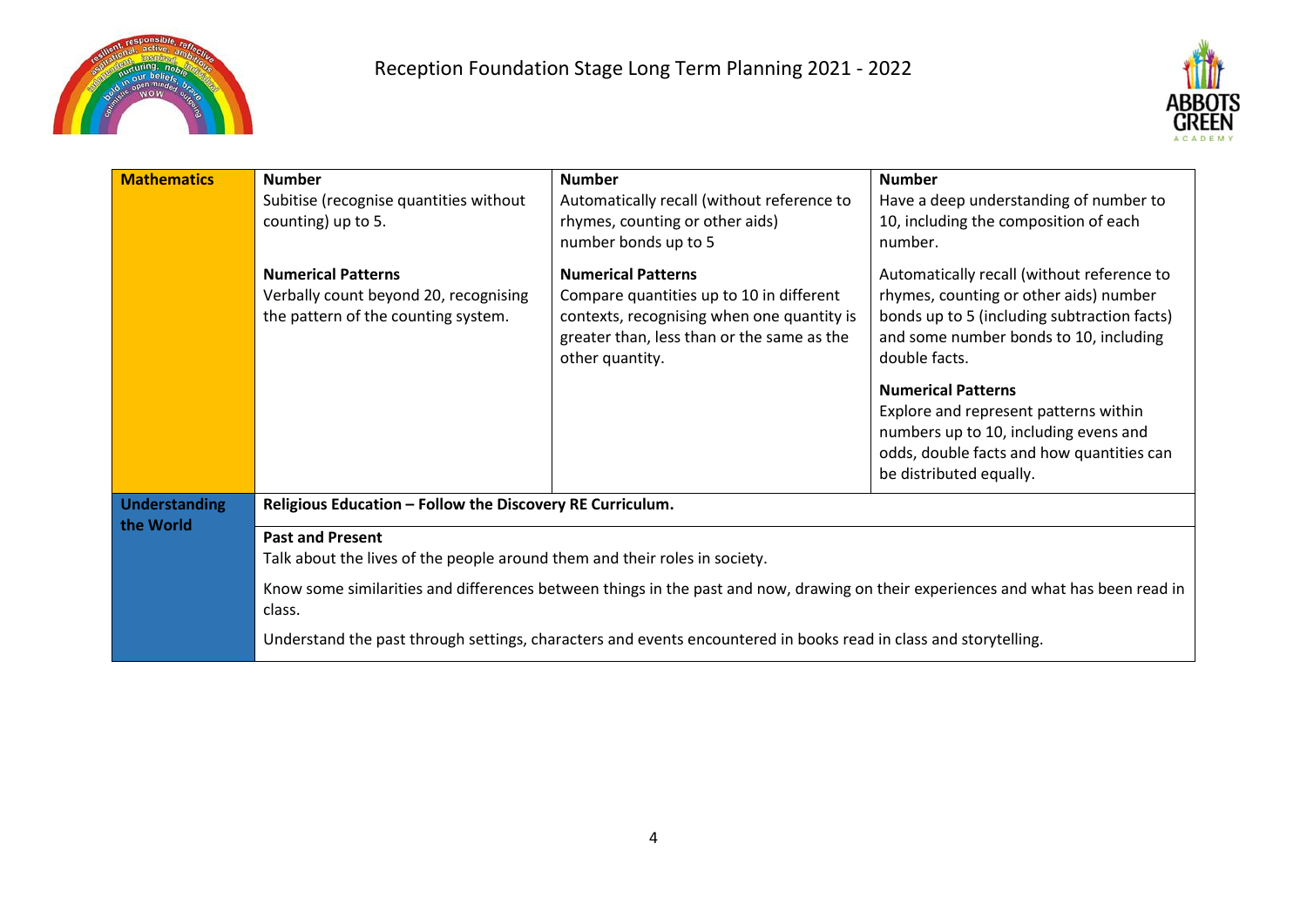Reception Foundation Stage Long Term Planning 2021 - 2022

| | | | |
|---|---|---|---|
| **Mathematics** | **Number**<br>Subitise (recognise quantities without counting) up to 5.<br><br>**Numerical Patterns**<br>Verbally count beyond 20, recognising the pattern of the counting system. | **Number**<br>Automatically recall (without reference to rhymes, counting or other aids) number bonds up to 5<br><br>**Numerical Patterns**<br>Compare quantities up to 10 in different contexts, recognising when one quantity is greater than, less than or the same as the other quantity. | **Number**<br>Have a deep understanding of number to 10, including the composition of each number.<br><br>Automatically recall (without reference to rhymes, counting or other aids) number bonds up to 5 (including subtraction facts) and some number bonds to 10, including double facts.<br><br>**Numerical Patterns**<br>Explore and represent patterns within numbers up to 10, including evens and odds, double facts and how quantities can be distributed equally. |
| **Understanding the World** | **Religious Education – Follow the Discovery RE Curriculum.** | | |
| | **Past and Present**<br>Talk about the lives of the people around them and their roles in society.<br><br>Know some similarities and differences between things in the past and now, drawing on their experiences and what has been read in class.<br><br>Understand the past through settings, characters and events encountered in books read in class and storytelling. | | |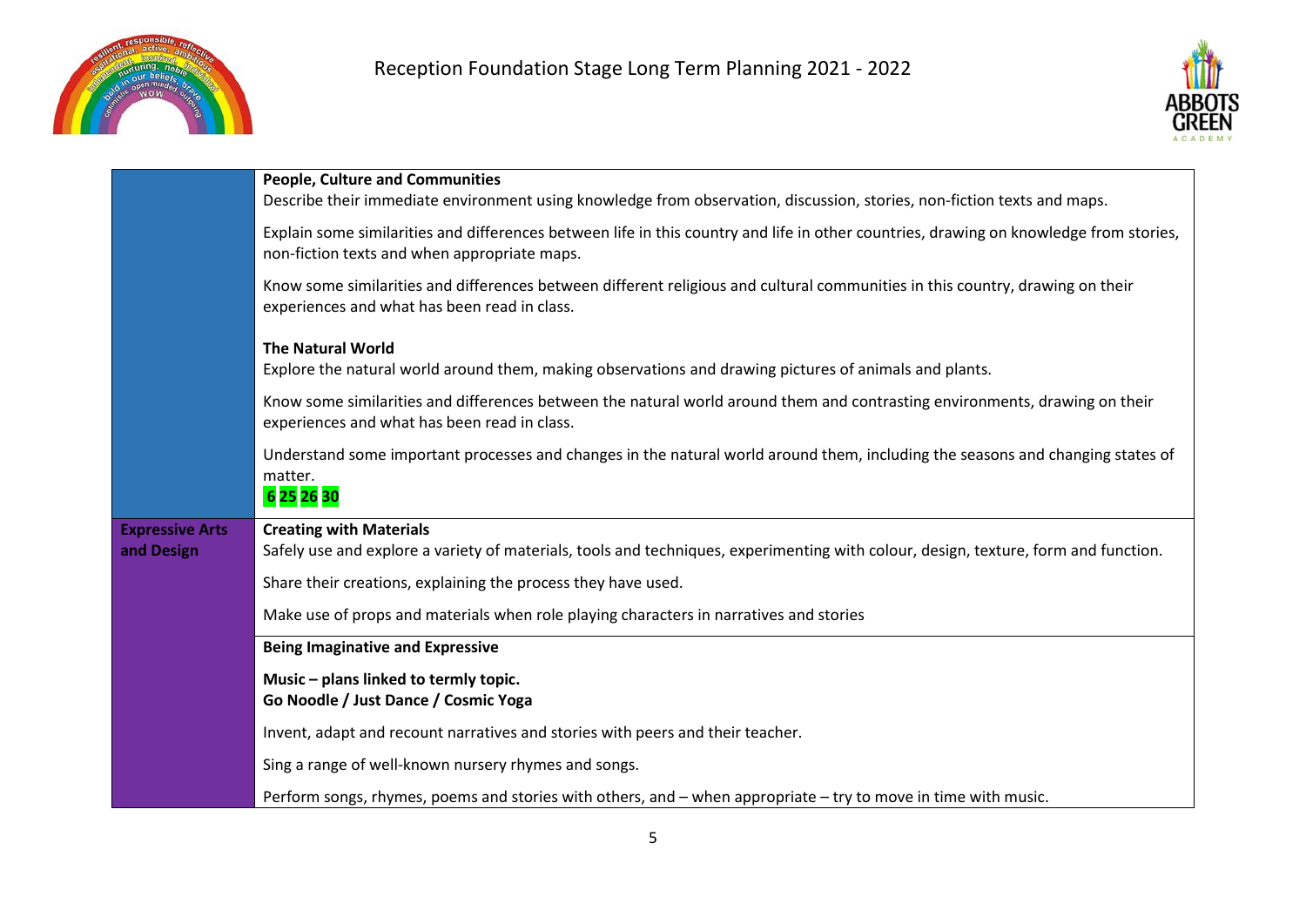# Reception Foundation Stage Long Term Planning 2021 - 2022

| | |
|---|---|
| | **People, Culture and Communities**<br>Describe their immediate environment using knowledge from observation, discussion, stories, non-fiction texts and maps.<br><br>Explain some similarities and differences between life in this country and life in other countries, drawing on knowledge from stories, non-fiction texts and when appropriate maps.<br><br>Know some similarities and differences between different religious and cultural communities in this country, drawing on their experiences and what has been read in class.<br><br>**The Natural World**<br>Explore the natural world around them, making observations and drawing pictures of animals and plants.<br><br>Know some similarities and differences between the natural world around them and contrasting environments, drawing on their experiences and what has been read in class.<br><br>Understand some important processes and changes in the natural world around them, including the seasons and changing states of matter.<br>**6 25 26 30** |
| **Expressive Arts and Design** | **Creating with Materials**<br>Safely use and explore a variety of materials, tools and techniques, experimenting with colour, design, texture, form and function.<br><br>Share their creations, explaining the process they have used.<br><br>Make use of props and materials when role playing characters in narratives and stories |
| | **Being Imaginative and Expressive**<br><br>**Music – plans linked to termly topic.**<br>**Go Noodle / Just Dance / Cosmic Yoga**<br><br>Invent, adapt and recount narratives and stories with peers and their teacher.<br><br>Sing a range of well-known nursery rhymes and songs.<br><br>Perform songs, rhymes, poems and stories with others, and – when appropriate – try to move in time with music. |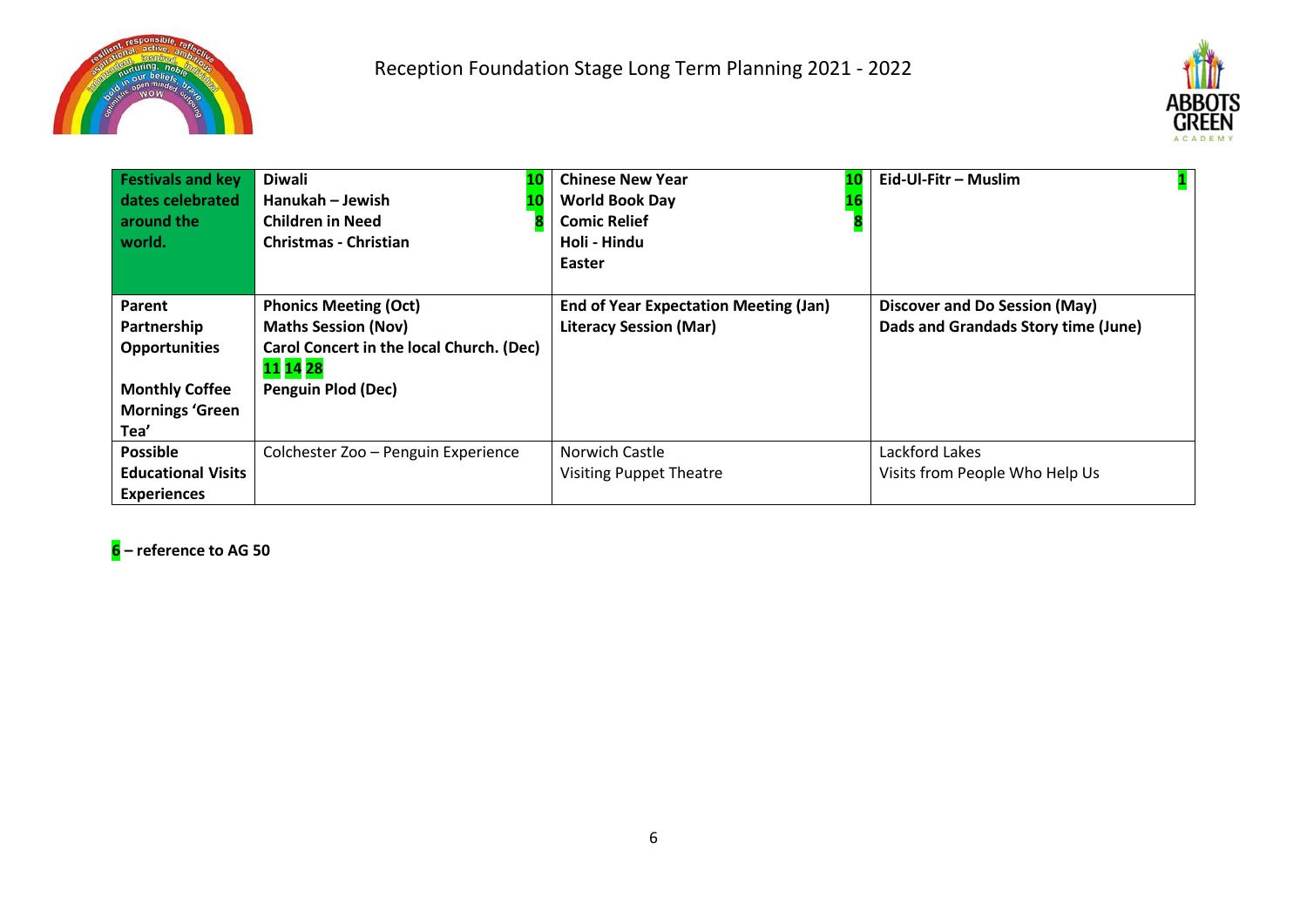Reception Foundation Stage Long Term Planning 2021 - 2022

| | | | |
|---|---|---|---|
| **Festivals and key dates celebrated around the world.** | **Diwali** 10<br>**Hanukah – Jewish** 10<br>**Children in Need** 8<br>**Christmas - Christian** | **Chinese New Year** 10<br>**World Book Day** 16<br>**Comic Relief** 8<br>**Holi - Hindu**<br>**Easter** | **Eid-Ul-Fitr – Muslim** 1 |
| **Parent Partnership Opportunities**<br><br>**Monthly Coffee Mornings 'Green Tea'** | **Phonics Meeting (Oct)**<br>**Maths Session (Nov)**<br>**Carol Concert in the local Church. (Dec)** 11 14 28<br>**Penguin Plod (Dec)** | **End of Year Expectation Meeting (Jan)**<br>**Literacy Session (Mar)** | **Discover and Do Session (May)**<br>**Dads and Grandads Story time (June)** |
| **Possible Educational Visits Experiences** | Colchester Zoo – Penguin Experience | Norwich Castle<br>Visiting Puppet Theatre | Lackford Lakes<br>Visits from People Who Help Us |

**6 – reference to AG 50**